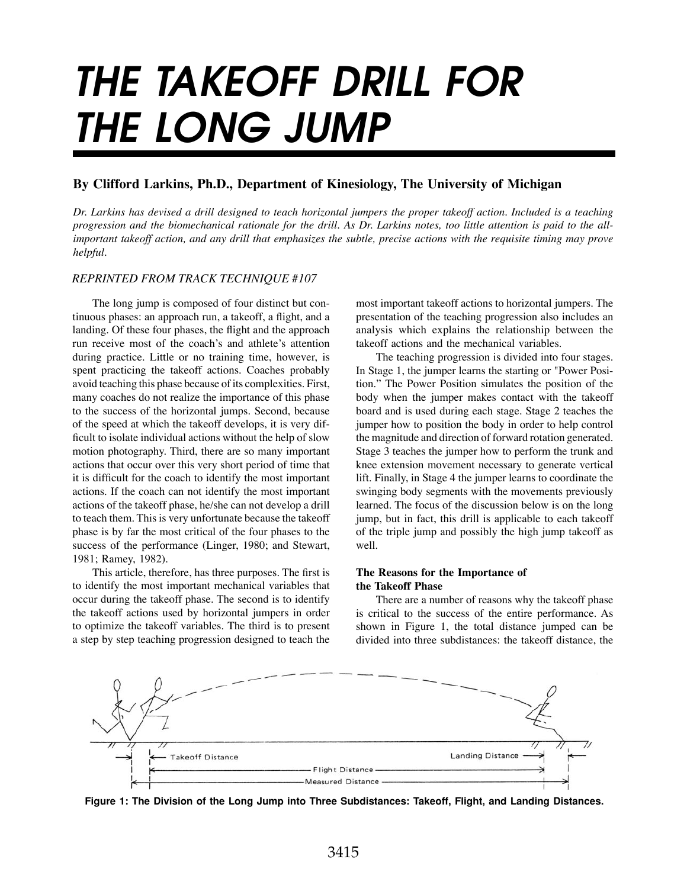# THE TAKEOFF DRILL FOR THE LONG JUMP

### By Clifford Larkins, Ph.D., Department of Kinesiology, The University of Michigan

*Dr. Larkins has devised a drill designed to teach horizontal jumpers the proper takeoff action. Included is a teaching progression and the biomechanical rationale for the drill. As Dr. Larkins notes, too little attention is paid to the all-important takeoff action, and any drill that emphasizes the subtle, precise actions with the requisite timing may prove helpful.*

*REPRINTED FROM TRACK TECHNIQUE #107*

The long jump is composed of four distinct but continuous phases: an approach run, a takeoff, a flight, and a landing. Of these four phases, the flight and the approach run receive most of the coach's and athlete's attention during practice. Little or no training time, however, is spent practicing the takeoff actions. Coaches probably avoid teaching this phase because of its complexities. First, many coaches do not realize the importance of this phase to the success of the horizontal jumps. Second, because of the speed at which the takeoff develops, it is very difficult to isolate individual actions without the help of slow motion photography. Third, there are so many important actions that occur over this very short period of time that it is difficult for the coach to identify the most important actions. If the coach can not identify the most important actions of the takeoff phase, he/she can not develop a drill to teach them. This is very unfortunate because the takeoff phase is by far the most critical of the four phases to the success of the performance (Linger, 1980; and Stewart, 1981; Ramey, 1982).

This article, therefore, has three purposes. The first is to identify the most important mechanical variables that occur during the takeoff phase. The second is to identify the takeoff actions used by horizontal jumpers in order to optimize the takeoff variables. The third is to present a step by step teaching progression designed to teach the most important takeoff actions to horizontal jumpers. The presentation of the teaching progression also includes an analysis which explains the relationship between the takeoff actions and the mechanical variables.

The teaching progression is divided into four stages. In Stage 1, the jumper learns the starting or "Power Position." The Power Position simulates the position of the body when the jumper makes contact with the takeoff board and is used during each stage. Stage 2 teaches the jumper how to position the body in order to help control the magnitude and direction of forward rotation generated. Stage 3 teaches the jumper how to perform the trunk and knee extension movement necessary to generate vertical lift. Finally, in Stage 4 the jumper learns to coordinate the swinging body segments with the movements previously learned. The focus of the discussion below is on the long jump, but in fact, this drill is applicable to each takeoff of the triple jump and possibly the high jump takeoff as well.

**The Reasons for the Importance of the Takeoff Phase**

There are a number of reasons why the takeoff phase is critical to the success of the entire performance. As shown in Figure 1, the total distance jumped can be divided into three subdistances: the takeoff distance, the

Takeoff Distance | Landing Distance | Flight Distance | Measured Distance

**Figure 1: The Division of the Long Jump into Three Subdistances: Takeoff, Flight, and Landing Distances.**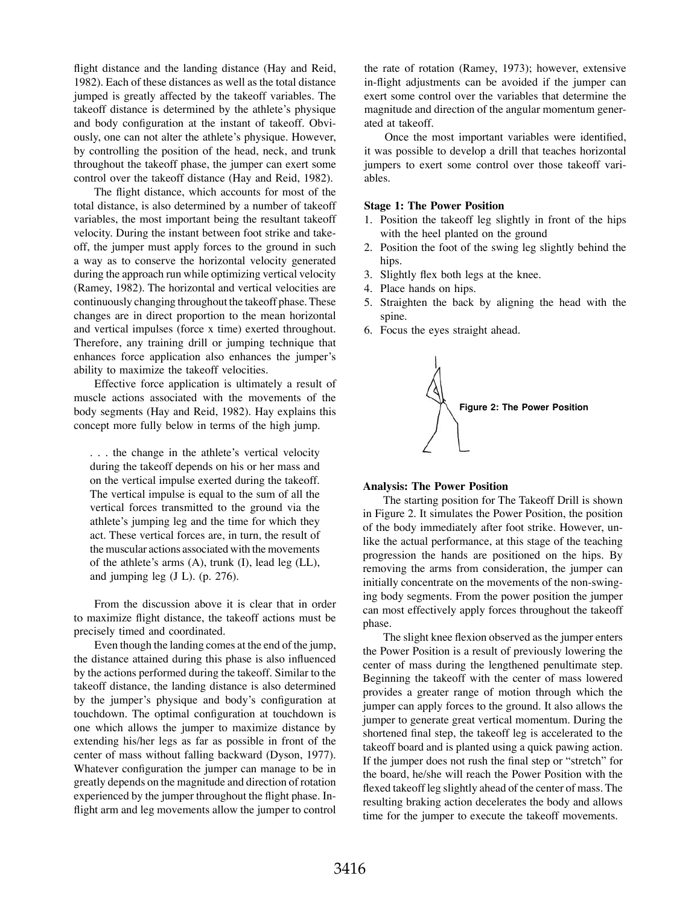flight distance and the landing distance (Hay and Reid, 1982). Each of these distances as well as the total distance jumped is greatly affected by the takeoff variables. The takeoff distance is determined by the athlete's physique and body configuration at the instant of takeoff. Obviously, one can not alter the athlete's physique. However, by controlling the position of the head, neck, and trunk throughout the takeoff phase, the jumper can exert some control over the takeoff distance (Hay and Reid, 1982).

The flight distance, which accounts for most of the total distance, is also determined by a number of takeoff variables, the most important being the resultant takeoff velocity. During the instant between foot strike and takeoff, the jumper must apply forces to the ground in such a way as to conserve the horizontal velocity generated during the approach run while optimizing vertical velocity (Ramey, 1982). The horizontal and vertical velocities are continuously changing throughout the takeoff phase. These changes are in direct proportion to the mean horizontal and vertical impulses (force x time) exerted throughout. Therefore, any training drill or jumping technique that enhances force application also enhances the jumper's ability to maximize the takeoff velocities.

Effective force application is ultimately a result of muscle actions associated with the movements of the body segments (Hay and Reid, 1982). Hay explains this concept more fully below in terms of the high jump.

> . . . the change in the athlete's vertical velocity during the takeoff depends on his or her mass and on the vertical impulse exerted during the takeoff. The vertical impulse is equal to the sum of all the vertical forces transmitted to the ground via the athlete's jumping leg and the time for which they act. These vertical forces are, in turn, the result of the muscular actions associated with the movements of the athlete's arms (A), trunk (I), lead leg (LL), and jumping leg (J L). (p. 276).

From the discussion above it is clear that in order to maximize flight distance, the takeoff actions must be precisely timed and coordinated.

Even though the landing comes at the end of the jump, the distance attained during this phase is also influenced by the actions performed during the takeoff. Similar to the takeoff distance, the landing distance is also determined by the jumper's physique and body's configuration at touchdown. The optimal configuration at touchdown is one which allows the jumper to maximize distance by extending his/her legs as far as possible in front of the center of mass without falling backward (Dyson, 1977). Whatever configuration the jumper can manage to be in greatly depends on the magnitude and direction of rotation experienced by the jumper throughout the flight phase. In-flight arm and leg movements allow the jumper to control the rate of rotation (Ramey, 1973); however, extensive in-flight adjustments can be avoided if the jumper can exert some control over the variables that determine the magnitude and direction of the angular momentum generated at takeoff.

Once the most important variables were identified, it was possible to develop a drill that teaches horizontal jumpers to exert some control over those takeoff variables.

**Stage 1: The Power Position**

1. Position the takeoff leg slightly in front of the hips with the heel planted on the ground
2. Position the foot of the swing leg slightly behind the hips.
3. Slightly flex both legs at the knee.
4. Place hands on hips.
5. Straighten the back by aligning the head with the spine.
6. Focus the eyes straight ahead.

**Figure 2: The Power Position**

**Analysis: The Power Position**

The starting position for The Takeoff Drill is shown in Figure 2. It simulates the Power Position, the position of the body immediately after foot strike. However, unlike the actual performance, at this stage of the teaching progression the hands are positioned on the hips. By removing the arms from consideration, the jumper can initially concentrate on the movements of the non-swinging body segments. From the power position the jumper can most effectively apply forces throughout the takeoff phase.

The slight knee flexion observed as the jumper enters the Power Position is a result of previously lowering the center of mass during the lengthened penultimate step. Beginning the takeoff with the center of mass lowered provides a greater range of motion through which the jumper can apply forces to the ground. It also allows the jumper to generate great vertical momentum. During the shortened final step, the takeoff leg is accelerated to the takeoff board and is planted using a quick pawing action. If the jumper does not rush the final step or "stretch" for the board, he/she will reach the Power Position with the flexed takeoff leg slightly ahead of the center of mass. The resulting braking action decelerates the body and allows time for the jumper to execute the takeoff movements.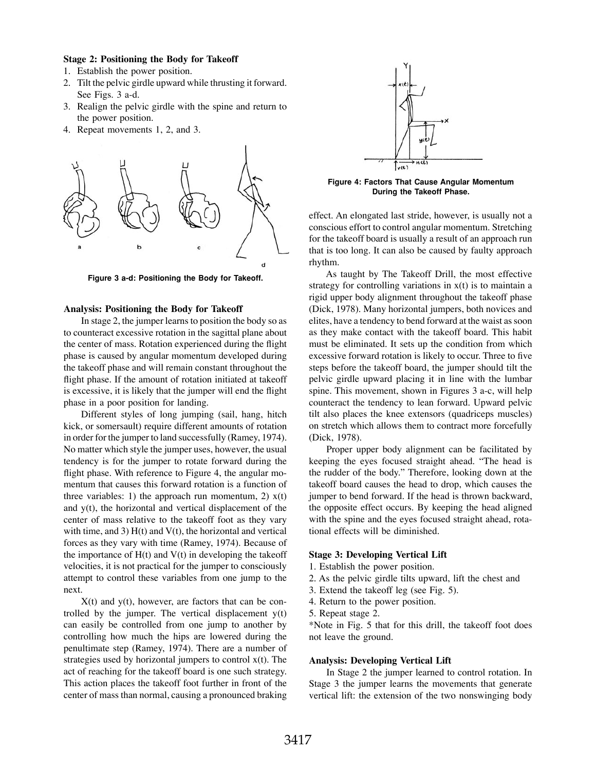**Stage 2: Positioning the Body for Takeoff**

1. Establish the power position.
2. Tilt the pelvic girdle upward while thrusting it forward. See Figs. 3 a-d.
3. Realign the pelvic girdle with the spine and return to the power position.
4. Repeat movements 1, 2, and 3.

Figure 3 a-d: Positioning the Body for Takeoff.

**Analysis: Positioning the Body for Takeoff**

In stage 2, the jumper learns to position the body so as to counteract excessive rotation in the sagittal plane about the center of mass. Rotation experienced during the flight phase is caused by angular momentum developed during the takeoff phase and will remain constant throughout the flight phase. If the amount of rotation initiated at takeoff is excessive, it is likely that the jumper will end the flight phase in a poor position for landing.

Different styles of long jumping (sail, hang, hitch kick, or somersault) require different amounts of rotation in order for the jumper to land successfully (Ramey, 1974). No matter which style the jumper uses, however, the usual tendency is for the jumper to rotate forward during the flight phase. With reference to Figure 4, the angular momentum that causes this forward rotation is a function of three variables: 1) the approach run momentum, 2) x(t) and y(t), the horizontal and vertical displacement of the center of mass relative to the takeoff foot as they vary with time, and 3) H(t) and V(t), the horizontal and vertical forces as they vary with time (Ramey, 1974). Because of the importance of H(t) and V(t) in developing the takeoff velocities, it is not practical for the jumper to consciously attempt to control these variables from one jump to the next.

X(t) and y(t), however, are factors that can be controlled by the jumper. The vertical displacement y(t) can easily be controlled from one jump to another by controlling how much the hips are lowered during the penultimate step (Ramey, 1974). There are a number of strategies used by horizontal jumpers to control x(t). The act of reaching for the takeoff board is one such strategy. This action places the takeoff foot further in front of the center of mass than normal, causing a pronounced braking effect. An elongated last stride, however, is usually not a conscious effort to control angular momentum. Stretching for the takeoff board is usually a result of an approach run that is too long. It can also be caused by faulty approach rhythm.

Figure 4: Factors That Cause Angular Momentum During the Takeoff Phase.

As taught by The Takeoff Drill, the most effective strategy for controlling variations in x(t) is to maintain a rigid upper body alignment throughout the takeoff phase (Dick, 1978). Many horizontal jumpers, both novices and elites, have a tendency to bend forward at the waist as soon as they make contact with the takeoff board. This habit must be eliminated. It sets up the condition from which excessive forward rotation is likely to occur. Three to five steps before the takeoff board, the jumper should tilt the pelvic girdle upward placing it in line with the lumbar spine. This movement, shown in Figures 3 a-c, will help counteract the tendency to lean forward. Upward pelvic tilt also places the knee extensors (quadriceps muscles) on stretch which allows them to contract more forcefully (Dick, 1978).

Proper upper body alignment can be facilitated by keeping the eyes focused straight ahead. "The head is the rudder of the body." Therefore, looking down at the takeoff board causes the head to drop, which causes the jumper to bend forward. If the head is thrown backward, the opposite effect occurs. By keeping the head aligned with the spine and the eyes focused straight ahead, rotational effects will be diminished.

**Stage 3: Developing Vertical Lift**

1. Establish the power position.
2. As the pelvic girdle tilts upward, lift the chest and
3. Extend the takeoff leg (see Fig. 5).
4. Return to the power position.
5. Repeat stage 2.

*Note in Fig. 5 that for this drill, the takeoff foot does not leave the ground.

**Analysis: Developing Vertical Lift**

In Stage 2 the jumper learned to control rotation. In Stage 3 the jumper learns the movements that generate vertical lift: the extension of the two nonswinging body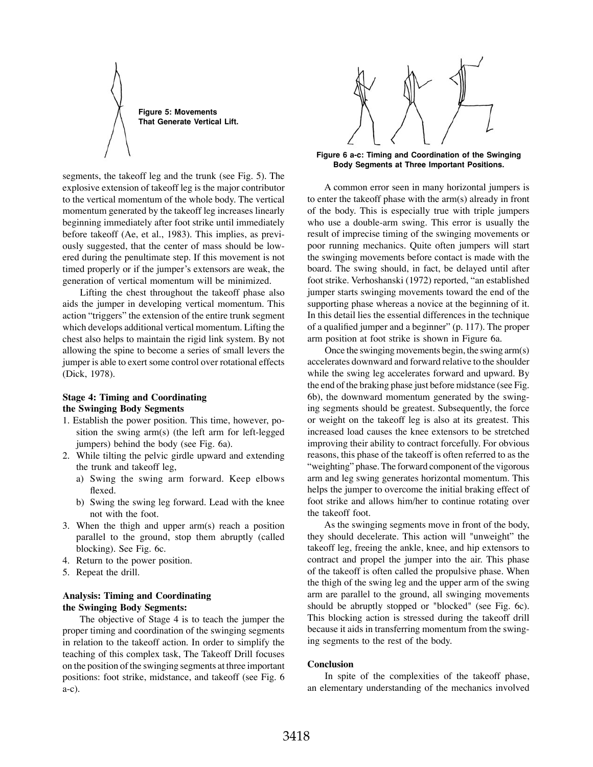Figure 5: Movements That Generate Vertical Lift.

segments, the takeoff leg and the trunk (see Fig. 5). The explosive extension of takeoff leg is the major contributor to the vertical momentum of the whole body. The vertical momentum generated by the takeoff leg increases linearly beginning immediately after foot strike until immediately before takeoff (Ae, et al., 1983). This implies, as previously suggested, that the center of mass should be lowered during the penultimate step. If this movement is not timed properly or if the jumper's extensors are weak, the generation of vertical momentum will be minimized.

Lifting the chest throughout the takeoff phase also aids the jumper in developing vertical momentum. This action "triggers" the extension of the entire trunk segment which develops additional vertical momentum. Lifting the chest also helps to maintain the rigid link system. By not allowing the spine to become a series of small levers the jumper is able to exert some control over rotational effects (Dick, 1978).

### Stage 4: Timing and Coordinating the Swinging Body Segments

1. Establish the power position. This time, however, position the swing arm(s) (the left arm for left-legged jumpers) behind the body (see Fig. 6a).
2. While tilting the pelvic girdle upward and extending the trunk and takeoff leg,
   a) Swing the swing arm forward. Keep elbows flexed.
   b) Swing the swing leg forward. Lead with the knee not with the foot.
3. When the thigh and upper arm(s) reach a position parallel to the ground, stop them abruptly (called blocking). See Fig. 6c.
4. Return to the power position.
5. Repeat the drill.

### Analysis: Timing and Coordinating the Swinging Body Segments:

The objective of Stage 4 is to teach the jumper the proper timing and coordination of the swinging segments in relation to the takeoff action. In order to simplify the teaching of this complex task, The Takeoff Drill focuses on the position of the swinging segments at three important positions: foot strike, midstance, and takeoff (see Fig. 6 a-c).

Figure 6 a-c: Timing and Coordination of the Swinging Body Segments at Three Important Positions.

A common error seen in many horizontal jumpers is to enter the takeoff phase with the arm(s) already in front of the body. This is especially true with triple jumpers who use a double-arm swing. This error is usually the result of imprecise timing of the swinging movements or poor running mechanics. Quite often jumpers will start the swinging movements before contact is made with the board. The swing should, in fact, be delayed until after foot strike. Verhoshanski (1972) reported, "an established jumper starts swinging movements toward the end of the supporting phase whereas a novice at the beginning of it. In this detail lies the essential differences in the technique of a qualified jumper and a beginner" (p. 117). The proper arm position at foot strike is shown in Figure 6a.

Once the swinging movements begin, the swing arm(s) accelerates downward and forward relative to the shoulder while the swing leg accelerates forward and upward. By the end of the braking phase just before midstance (see Fig. 6b), the downward momentum generated by the swinging segments should be greatest. Subsequently, the force or weight on the takeoff leg is also at its greatest. This increased load causes the knee extensors to be stretched improving their ability to contract forcefully. For obvious reasons, this phase of the takeoff is often referred to as the "weighting" phase. The forward component of the vigorous arm and leg swing generates horizontal momentum. This helps the jumper to overcome the initial braking effect of foot strike and allows him/her to continue rotating over the takeoff foot.

As the swinging segments move in front of the body, they should decelerate. This action will "unweight" the takeoff leg, freeing the ankle, knee, and hip extensors to contract and propel the jumper into the air. This phase of the takeoff is often called the propulsive phase. When the thigh of the swing leg and the upper arm of the swing arm are parallel to the ground, all swinging movements should be abruptly stopped or "blocked" (see Fig. 6c). This blocking action is stressed during the takeoff drill because it aids in transferring momentum from the swinging segments to the rest of the body.

### Conclusion

In spite of the complexities of the takeoff phase, an elementary understanding of the mechanics involved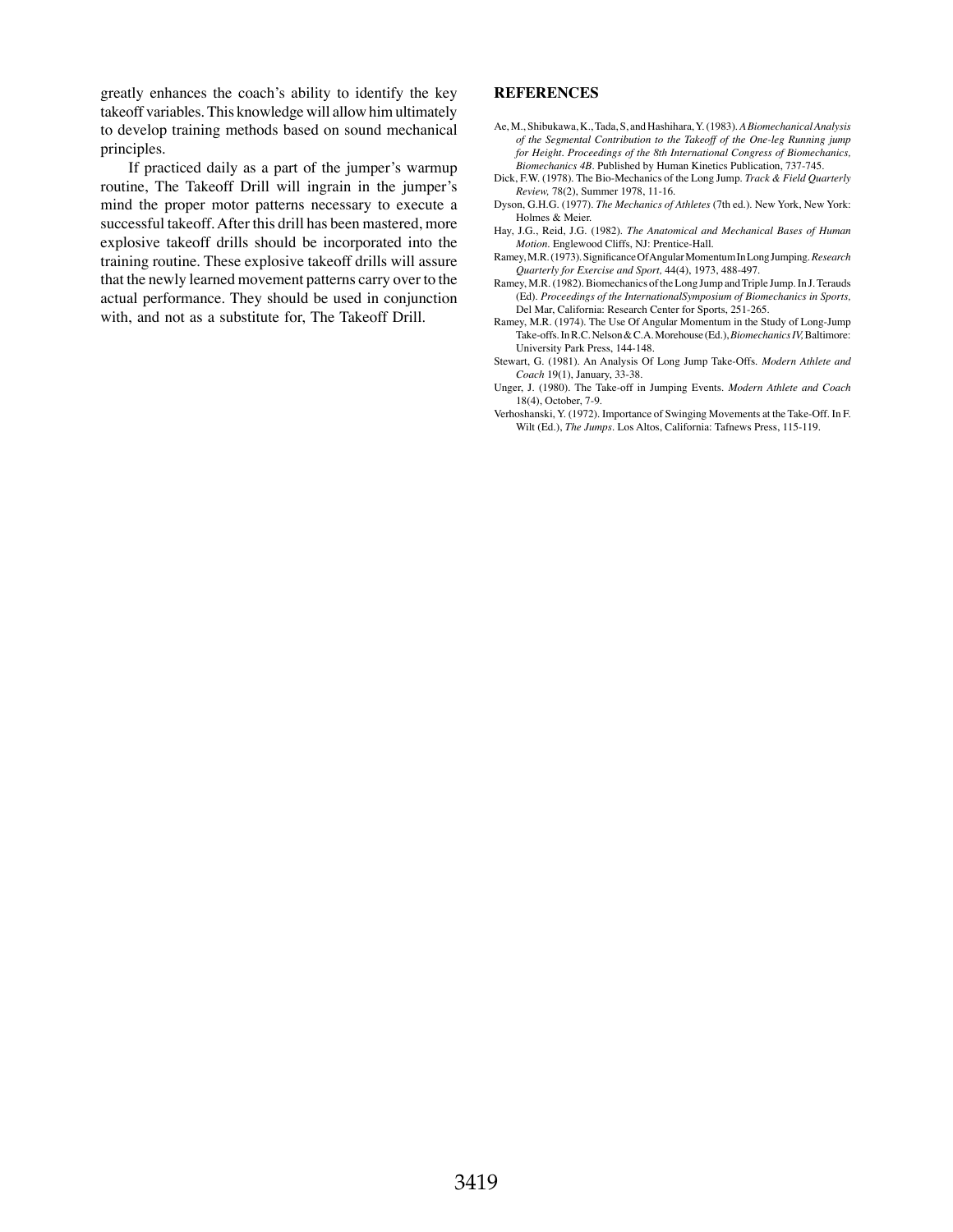greatly enhances the coach's ability to identify the key takeoff variables. This knowledge will allow him ultimately to develop training methods based on sound mechanical principles.

If practiced daily as a part of the jumper's warmup routine, The Takeoff Drill will ingrain in the jumper's mind the proper motor patterns necessary to execute a successful takeoff. After this drill has been mastered, more explosive takeoff drills should be incorporated into the training routine. These explosive takeoff drills will assure that the newly learned movement patterns carry over to the actual performance. They should be used in conjunction with, and not as a substitute for, The Takeoff Drill.

## REFERENCES

Ae, M., Shibukawa, K., Tada, S, and Hashihara, Y. (1983). *A Biomechanical Analysis of the Segmental Contribution to the Takeoff of the One-leg Running jump for Height. Proceedings of the 8th International Congress of Biomechanics, Biomechanics 4B*. Published by Human Kinetics Publication, 737-745.

Dick, F.W. (1978). The Bio-Mechanics of the Long Jump. *Track & Field Quarterly Review,* 78(2), Summer 1978, 11-16.

Dyson, G.H.G. (1977). *The Mechanics of Athletes* (7th ed.). New York, New York: Holmes & Meier.

Hay, J.G., Reid, J.G. (1982). *The Anatomical and Mechanical Bases of Human Motion*. Englewood Cliffs, NJ: Prentice-Hall.

Ramey, M.R. (1973). Significance Of Angular Momentum In Long Jumping. *Research Quarterly for Exercise and Sport,* 44(4), 1973, 488-497.

Ramey, M.R. (1982). Biomechanics of the Long Jump and Triple Jump. In J. Terauds (Ed). *Proceedings of the InternationalSymposium of Biomechanics in Sports,* Del Mar, California: Research Center for Sports, 251-265.

Ramey, M.R. (1974). The Use Of Angular Momentum in the Study of Long-Jump Take-offs. In R.C. Nelson & C.A. Morehouse (Ed.), *Biomechanics IV,* Baltimore: University Park Press, 144-148.

Stewart, G. (1981). An Analysis Of Long Jump Take-Offs. *Modern Athlete and Coach* 19(1), January, 33-38.

Unger, J. (1980). The Take-off in Jumping Events. *Modern Athlete and Coach* 18(4), October, 7-9.

Verhoshanski, Y. (1972). Importance of Swinging Movements at the Take-Off. In F. Wilt (Ed.), *The Jumps*. Los Altos, California: Tafnews Press, 115-119.